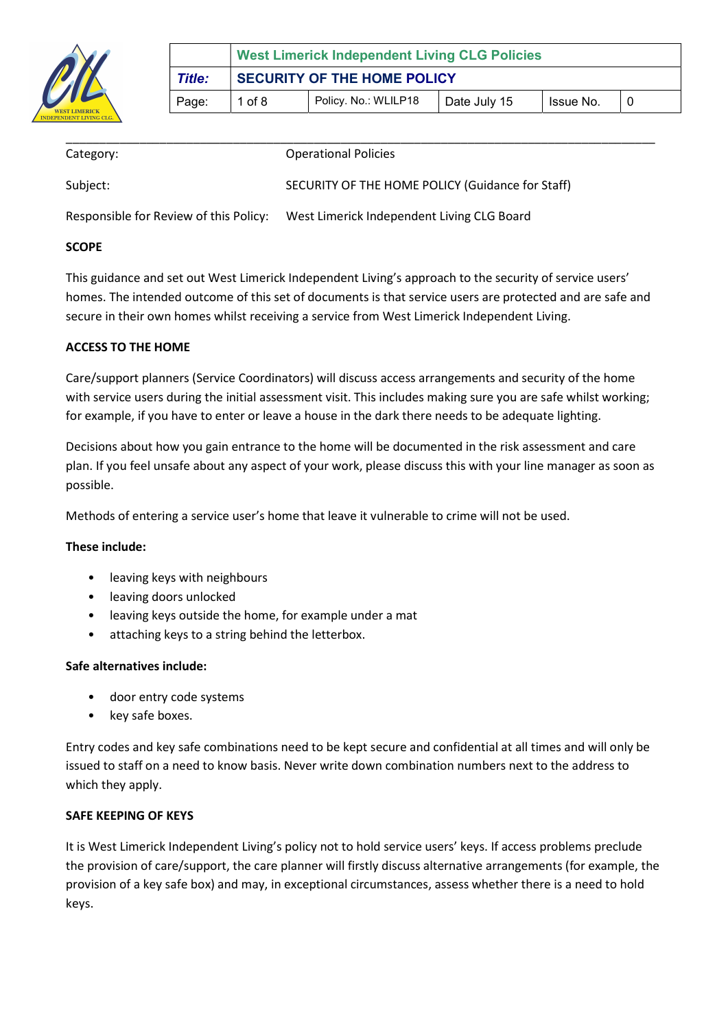| | West Limerick Independent Living CLG Policies | | | | |
|---|---|---|---|---|---|
| ***Title:*** | **SECURITY OF THE HOME POLICY** | | | | |
| Page: | 1 of 8 | Policy. No.: WLILP18 | Date July 15 | Issue No. | 0 |

| | |
|---|---|
| Category: | Operational Policies |
| Subject: | SECURITY OF THE HOME POLICY (Guidance for Staff) |
| Responsible for Review of this Policy: | West Limerick Independent Living CLG Board |

**SCOPE**

This guidance and set out West Limerick Independent Living's approach to the security of service users' homes. The intended outcome of this set of documents is that service users are protected and are safe and secure in their own homes whilst receiving a service from West Limerick Independent Living.

**ACCESS TO THE HOME**

Care/support planners (Service Coordinators) will discuss access arrangements and security of the home with service users during the initial assessment visit. This includes making sure you are safe whilst working; for example, if you have to enter or leave a house in the dark there needs to be adequate lighting.

Decisions about how you gain entrance to the home will be documented in the risk assessment and care plan. If you feel unsafe about any aspect of your work, please discuss this with your line manager as soon as possible.

Methods of entering a service user's home that leave it vulnerable to crime will not be used.

**These include:**

- leaving keys with neighbours
- leaving doors unlocked
- leaving keys outside the home, for example under a mat
- attaching keys to a string behind the letterbox.

**Safe alternatives include:**

- door entry code systems
- key safe boxes.

Entry codes and key safe combinations need to be kept secure and confidential at all times and will only be issued to staff on a need to know basis. Never write down combination numbers next to the address to which they apply.

**SAFE KEEPING OF KEYS**

It is West Limerick Independent Living's policy not to hold service users' keys. If access problems preclude the provision of care/support, the care planner will firstly discuss alternative arrangements (for example, the provision of a key safe box) and may, in exceptional circumstances, assess whether there is a need to hold keys.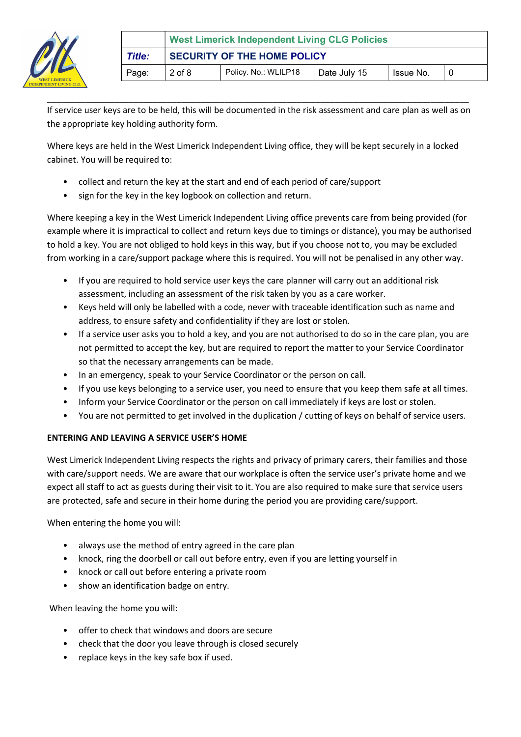If service user keys are to be held, this will be documented in the risk assessment and care plan as well as on the appropriate key holding authority form.

Where keys are held in the West Limerick Independent Living office, they will be kept securely in a locked cabinet. You will be required to:

- collect and return the key at the start and end of each period of care/support
- sign for the key in the key logbook on collection and return.

Where keeping a key in the West Limerick Independent Living office prevents care from being provided (for example where it is impractical to collect and return keys due to timings or distance), you may be authorised to hold a key. You are not obliged to hold keys in this way, but if you choose not to, you may be excluded from working in a care/support package where this is required. You will not be penalised in any other way.

- If you are required to hold service user keys the care planner will carry out an additional risk assessment, including an assessment of the risk taken by you as a care worker.
- Keys held will only be labelled with a code, never with traceable identification such as name and address, to ensure safety and confidentiality if they are lost or stolen.
- If a service user asks you to hold a key, and you are not authorised to do so in the care plan, you are not permitted to accept the key, but are required to report the matter to your Service Coordinator so that the necessary arrangements can be made.
- In an emergency, speak to your Service Coordinator or the person on call.
- If you use keys belonging to a service user, you need to ensure that you keep them safe at all times.
- Inform your Service Coordinator or the person on call immediately if keys are lost or stolen.
- You are not permitted to get involved in the duplication / cutting of keys on behalf of service users.

**ENTERING AND LEAVING A SERVICE USER'S HOME**

West Limerick Independent Living respects the rights and privacy of primary carers, their families and those with care/support needs. We are aware that our workplace is often the service user's private home and we expect all staff to act as guests during their visit to it. You are also required to make sure that service users are protected, safe and secure in their home during the period you are providing care/support.

When entering the home you will:

- always use the method of entry agreed in the care plan
- knock, ring the doorbell or call out before entry, even if you are letting yourself in
- knock or call out before entering a private room
- show an identification badge on entry.

When leaving the home you will:

- offer to check that windows and doors are secure
- check that the door you leave through is closed securely
- replace keys in the key safe box if used.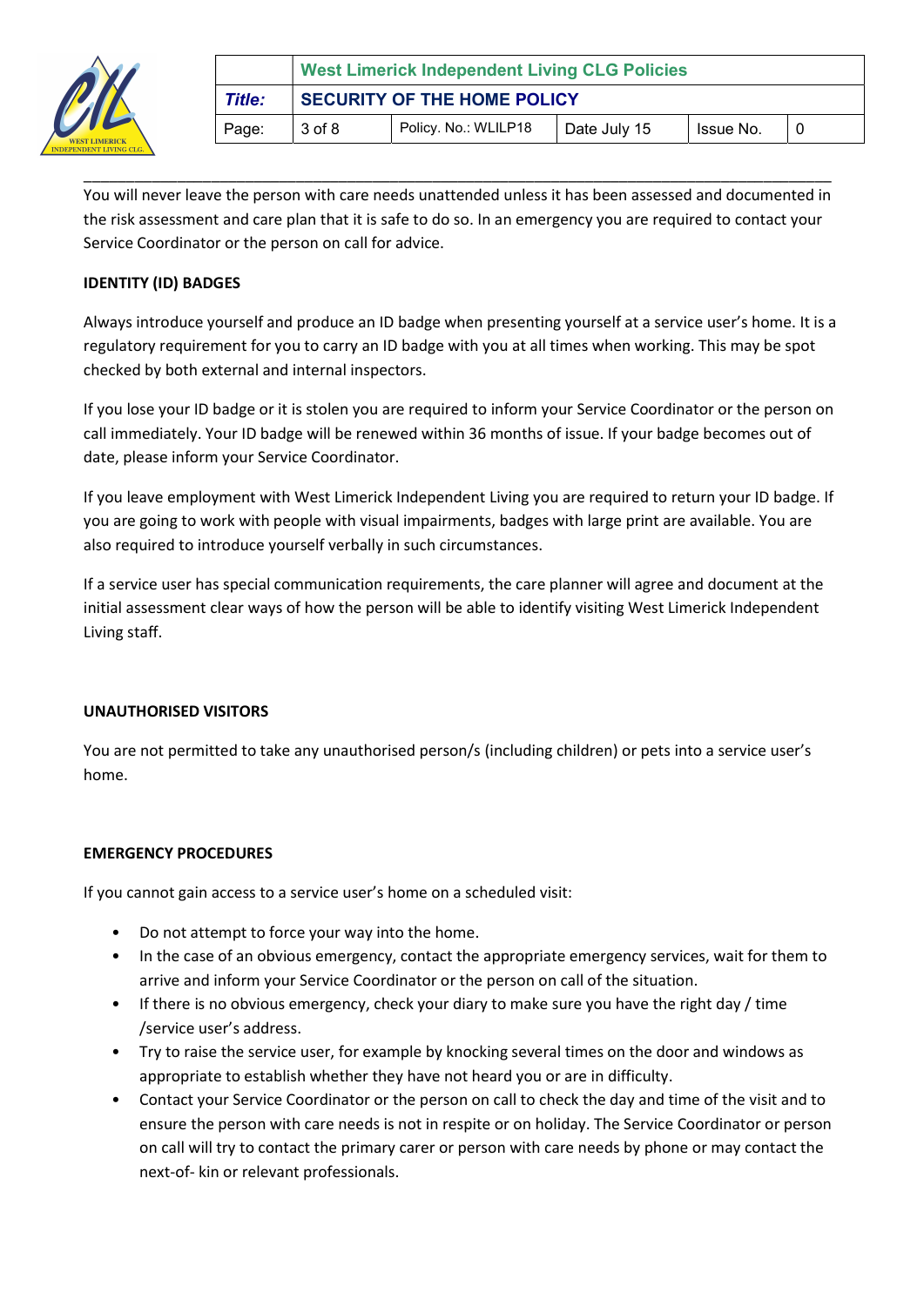You will never leave the person with care needs unattended unless it has been assessed and documented in the risk assessment and care plan that it is safe to do so. In an emergency you are required to contact your Service Coordinator or the person on call for advice.

**IDENTITY (ID) BADGES**

Always introduce yourself and produce an ID badge when presenting yourself at a service user's home. It is a regulatory requirement for you to carry an ID badge with you at all times when working. This may be spot checked by both external and internal inspectors.

If you lose your ID badge or it is stolen you are required to inform your Service Coordinator or the person on call immediately. Your ID badge will be renewed within 36 months of issue. If your badge becomes out of date, please inform your Service Coordinator.

If you leave employment with West Limerick Independent Living you are required to return your ID badge. If you are going to work with people with visual impairments, badges with large print are available. You are also required to introduce yourself verbally in such circumstances.

If a service user has special communication requirements, the care planner will agree and document at the initial assessment clear ways of how the person will be able to identify visiting West Limerick Independent Living staff.

**UNAUTHORISED VISITORS**

You are not permitted to take any unauthorised person/s (including children) or pets into a service user's home.

**EMERGENCY PROCEDURES**

If you cannot gain access to a service user's home on a scheduled visit:

- Do not attempt to force your way into the home.
- In the case of an obvious emergency, contact the appropriate emergency services, wait for them to arrive and inform your Service Coordinator or the person on call of the situation.
- If there is no obvious emergency, check your diary to make sure you have the right day / time /service user's address.
- Try to raise the service user, for example by knocking several times on the door and windows as appropriate to establish whether they have not heard you or are in difficulty.
- Contact your Service Coordinator or the person on call to check the day and time of the visit and to ensure the person with care needs is not in respite or on holiday. The Service Coordinator or person on call will try to contact the primary carer or person with care needs by phone or may contact the next-of- kin or relevant professionals.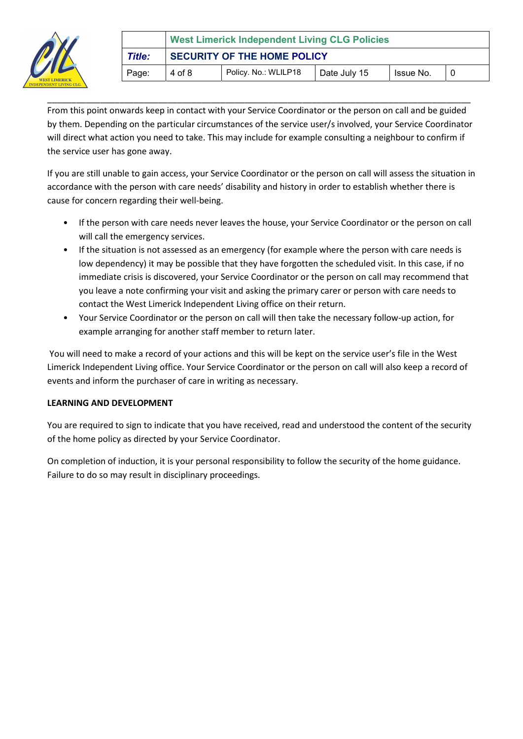From this point onwards keep in contact with your Service Coordinator or the person on call and be guided by them. Depending on the particular circumstances of the service user/s involved, your Service Coordinator will direct what action you need to take. This may include for example consulting a neighbour to confirm if the service user has gone away.

If you are still unable to gain access, your Service Coordinator or the person on call will assess the situation in accordance with the person with care needs' disability and history in order to establish whether there is cause for concern regarding their well-being.

- If the person with care needs never leaves the house, your Service Coordinator or the person on call will call the emergency services.
- If the situation is not assessed as an emergency (for example where the person with care needs is low dependency) it may be possible that they have forgotten the scheduled visit. In this case, if no immediate crisis is discovered, your Service Coordinator or the person on call may recommend that you leave a note confirming your visit and asking the primary carer or person with care needs to contact the West Limerick Independent Living office on their return.
- Your Service Coordinator or the person on call will then take the necessary follow-up action, for example arranging for another staff member to return later.

You will need to make a record of your actions and this will be kept on the service user's file in the West Limerick Independent Living office. Your Service Coordinator or the person on call will also keep a record of events and inform the purchaser of care in writing as necessary.

**LEARNING AND DEVELOPMENT**

You are required to sign to indicate that you have received, read and understood the content of the security of the home policy as directed by your Service Coordinator.

On completion of induction, it is your personal responsibility to follow the security of the home guidance. Failure to do so may result in disciplinary proceedings.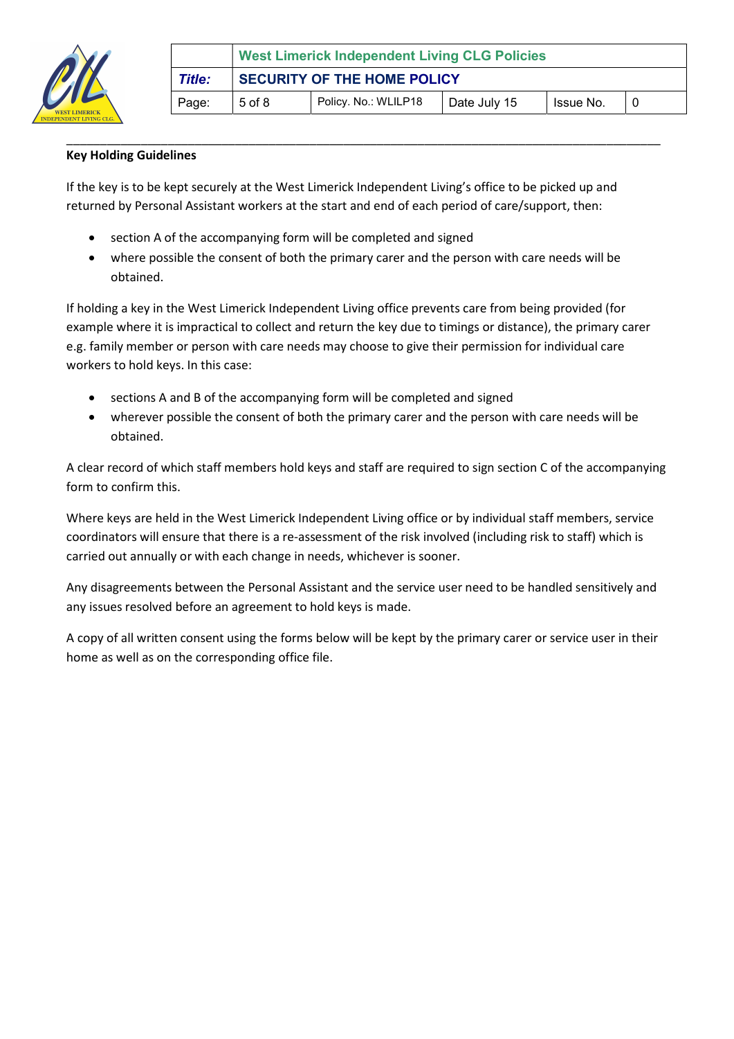**Key Holding Guidelines**

If the key is to be kept securely at the West Limerick Independent Living's office to be picked up and returned by Personal Assistant workers at the start and end of each period of care/support, then:

- section A of the accompanying form will be completed and signed
- where possible the consent of both the primary carer and the person with care needs will be obtained.

If holding a key in the West Limerick Independent Living office prevents care from being provided (for example where it is impractical to collect and return the key due to timings or distance), the primary carer e.g. family member or person with care needs may choose to give their permission for individual care workers to hold keys. In this case:

- sections A and B of the accompanying form will be completed and signed
- wherever possible the consent of both the primary carer and the person with care needs will be obtained.

A clear record of which staff members hold keys and staff are required to sign section C of the accompanying form to confirm this.

Where keys are held in the West Limerick Independent Living office or by individual staff members, service coordinators will ensure that there is a re-assessment of the risk involved (including risk to staff) which is carried out annually or with each change in needs, whichever is sooner.

Any disagreements between the Personal Assistant and the service user need to be handled sensitively and any issues resolved before an agreement to hold keys is made.

A copy of all written consent using the forms below will be kept by the primary carer or service user in their home as well as on the corresponding office file.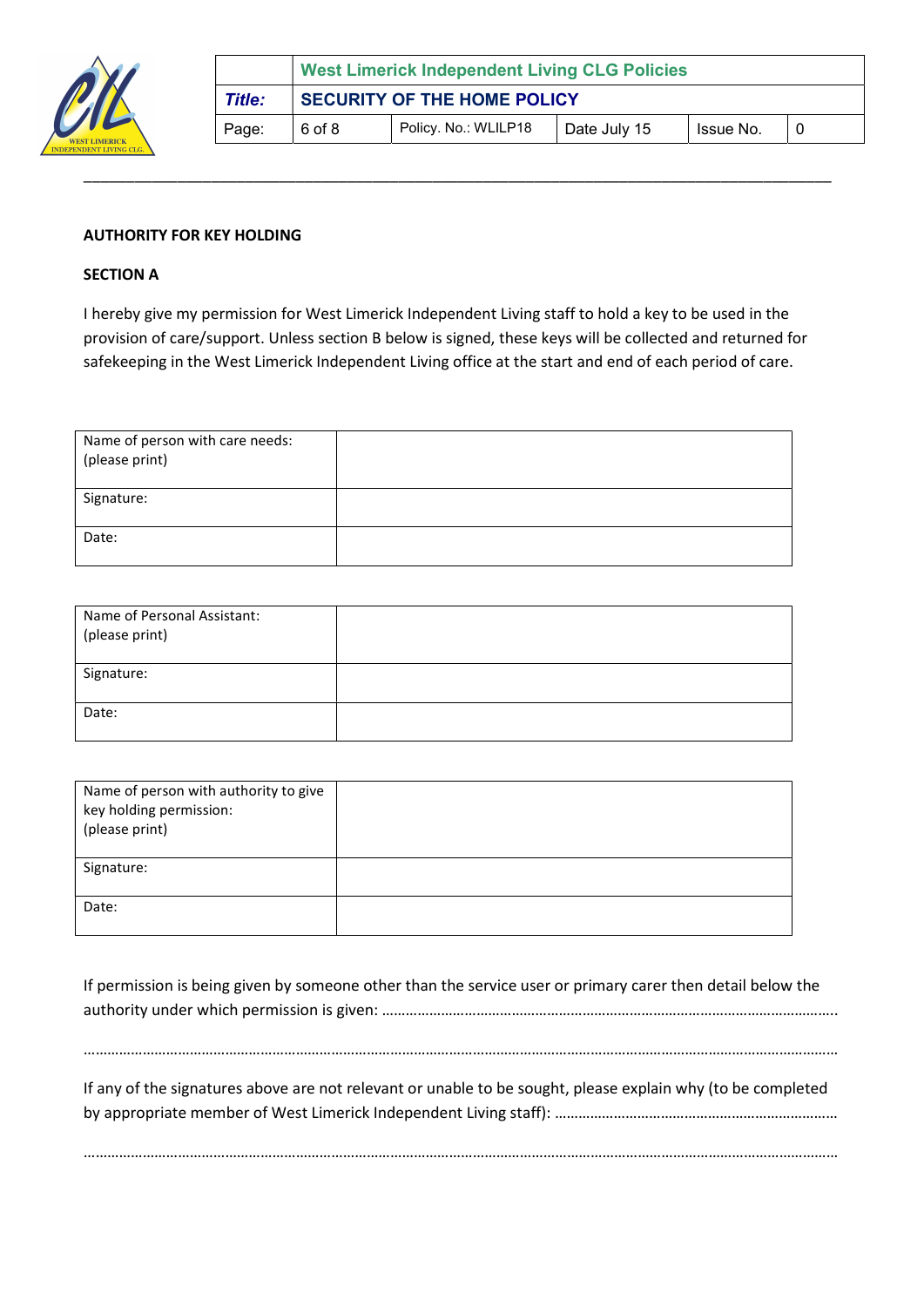**AUTHORITY FOR KEY HOLDING**

**SECTION A**

I hereby give my permission for West Limerick Independent Living staff to hold a key to be used in the provision of care/support. Unless section B below is signed, these keys will be collected and returned for safekeeping in the West Limerick Independent Living office at the start and end of each period of care.

| Name of person with care needs: (please print) | |
|---|---|
| Signature: | |
| Date: | |

| Name of Personal Assistant: (please print) | |
|---|---|
| Signature: | |
| Date: | |

| Name of person with authority to give key holding permission: (please print) | |
|---|---|
| Signature: | |
| Date: | |

If permission is being given by someone other than the service user or primary carer then detail below the authority under which permission is given: ……………………………………………………………………………………………….

…………………………………………………………………………………………………………………………………………………………

If any of the signatures above are not relevant or unable to be sought, please explain why (to be completed by appropriate member of West Limerick Independent Living staff): ……………………………………………………………

…………………………………………………………………………………………………………………………………………………………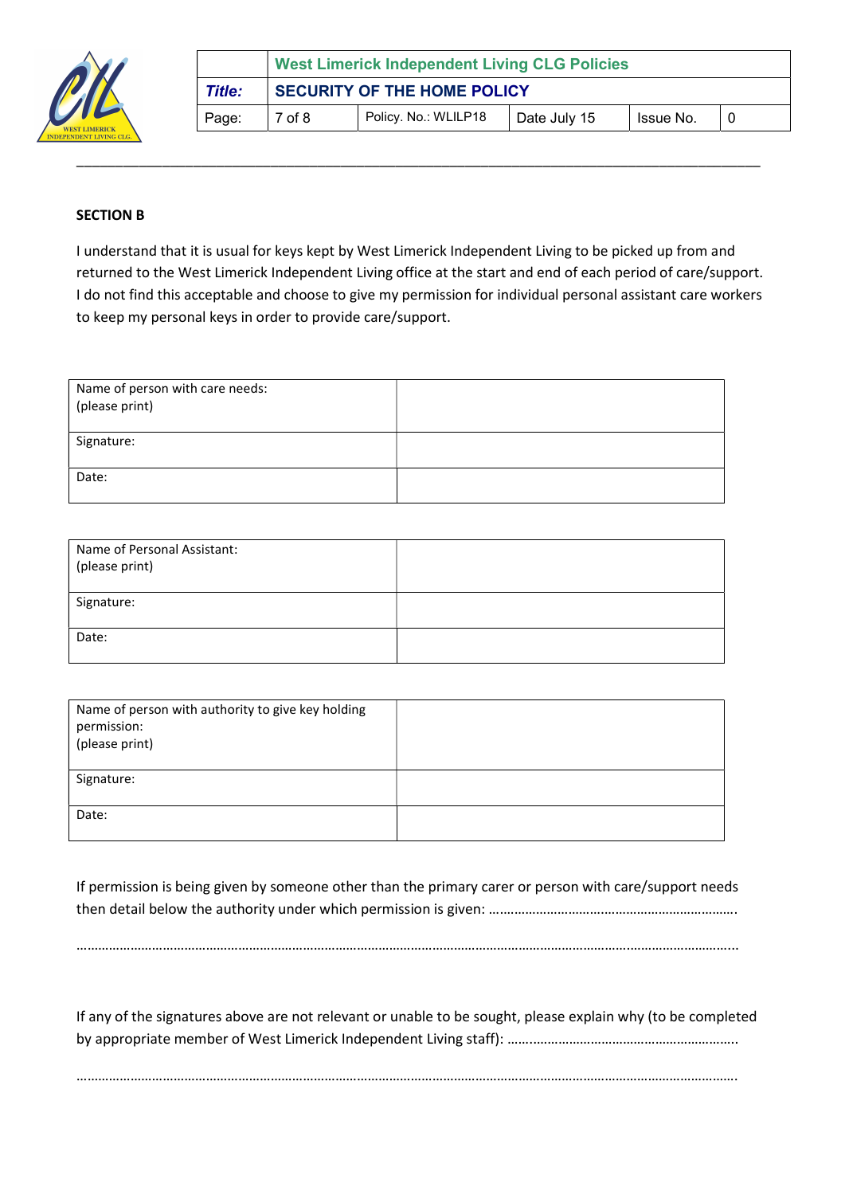**SECTION B**

I understand that it is usual for keys kept by West Limerick Independent Living to be picked up from and returned to the West Limerick Independent Living office at the start and end of each period of care/support. I do not find this acceptable and choose to give my permission for individual personal assistant care workers to keep my personal keys in order to provide care/support.

| Name of person with care needs: (please print) | |
|---|---|
| Signature: | |
| Date: | |

| Name of Personal Assistant: (please print) | |
|---|---|
| Signature: | |
| Date: | |

| Name of person with authority to give key holding permission: (please print) | |
|---|---|
| Signature: | |
| Date: | |

If permission is being given by someone other than the primary carer or person with care/support needs then detail below the authority under which permission is given: …………………………………………………………

…………………………………………………………………………………………………………………………………………………………

If any of the signatures above are not relevant or unable to be sought, please explain why (to be completed by appropriate member of West Limerick Independent Living staff): ….……………………………………………….

…………………………………………………………………………………………………………………………………………………………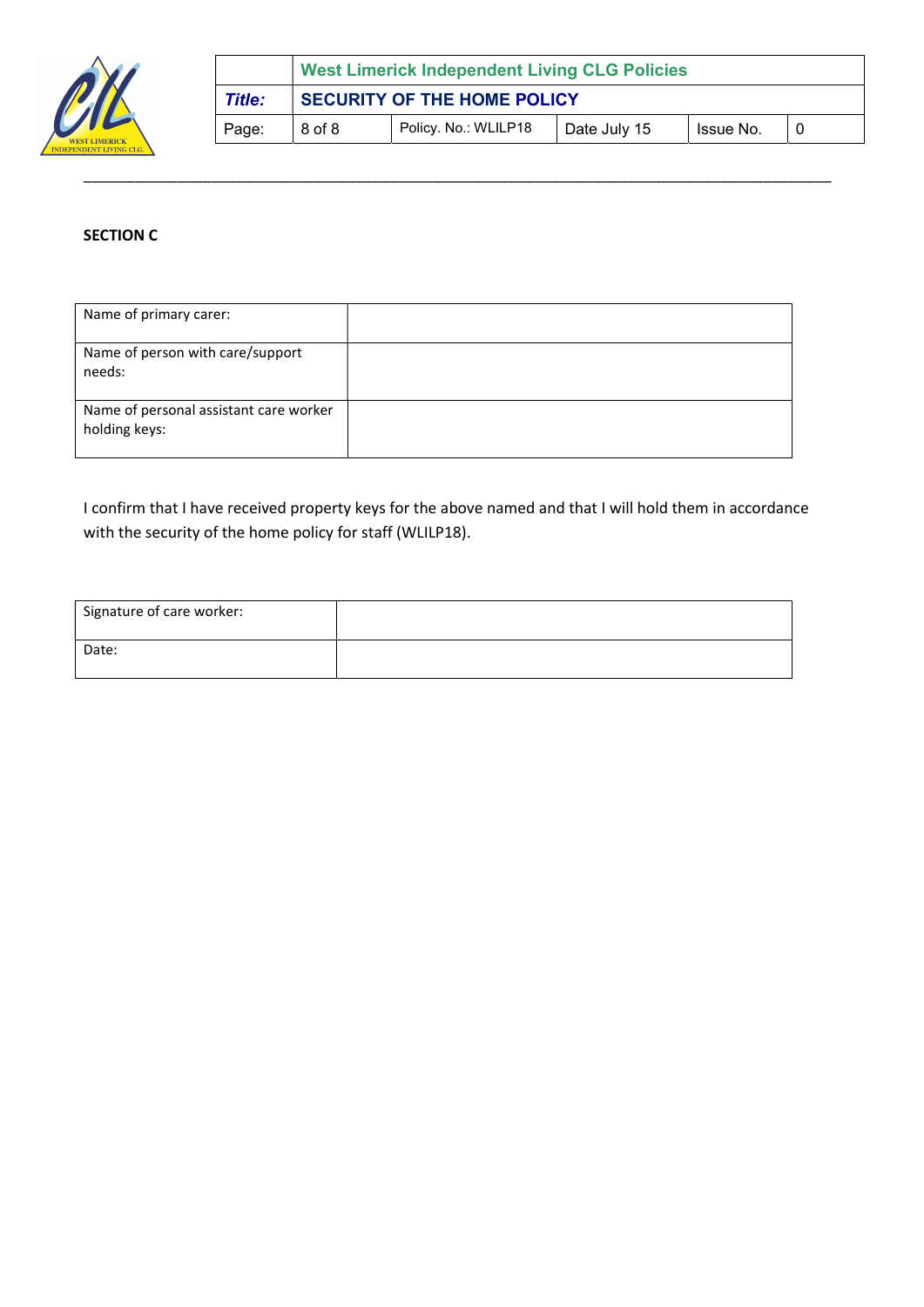**SECTION C**

| | |
|---|---|
| Name of primary carer: | |
| Name of person with care/support needs: | |
| Name of personal assistant care worker holding keys: | |

I confirm that I have received property keys for the above named and that I will hold them in accordance with the security of the home policy for staff (WLILP18).

| | |
|---|---|
| Signature of care worker: | |
| Date: | |